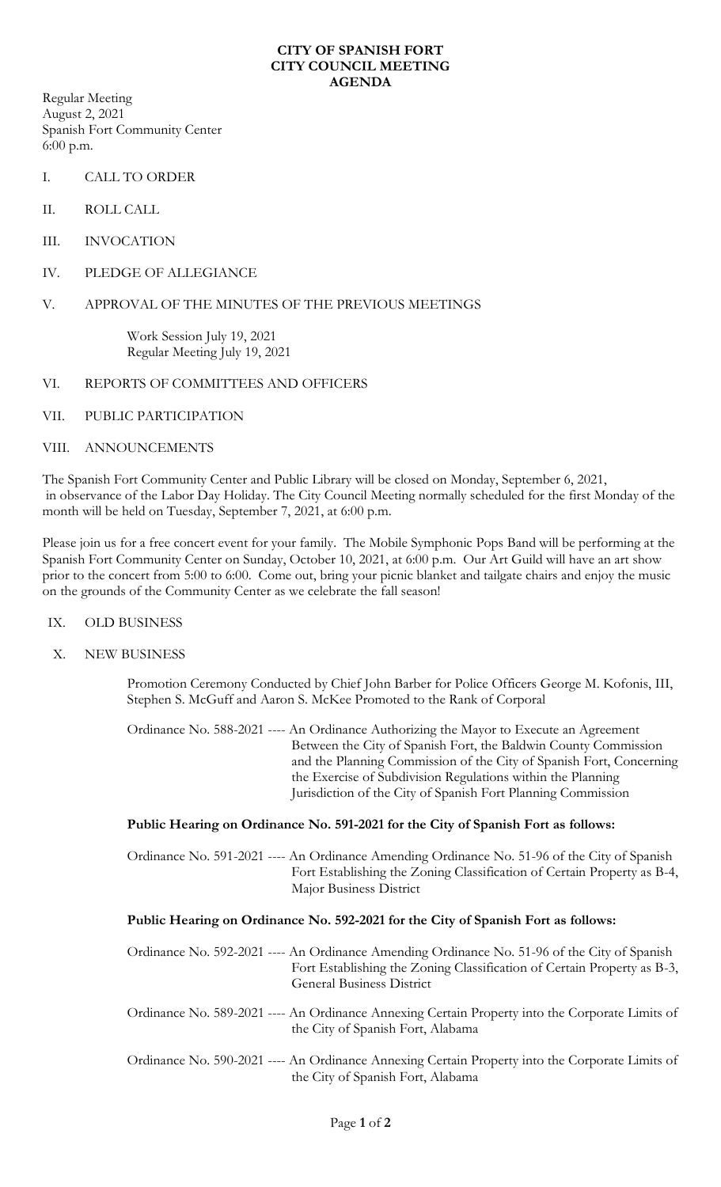# CITY OF SPANISH FORT
# CITY COUNCIL MEETING
# AGENDA

Regular Meeting
August 2, 2021
Spanish Fort Community Center
6:00 p.m.

I. CALL TO ORDER

II. ROLL CALL

III. INVOCATION

IV. PLEDGE OF ALLEGIANCE

V. APPROVAL OF THE MINUTES OF THE PREVIOUS MEETINGS

Work Session July 19, 2021
Regular Meeting July 19, 2021

VI. REPORTS OF COMMITTEES AND OFFICERS

VII. PUBLIC PARTICIPATION

VIII. ANNOUNCEMENTS

The Spanish Fort Community Center and Public Library will be closed on Monday, September 6, 2021, in observance of the Labor Day Holiday. The City Council Meeting normally scheduled for the first Monday of the month will be held on Tuesday, September 7, 2021, at 6:00 p.m.

Please join us for a free concert event for your family. The Mobile Symphonic Pops Band will be performing at the Spanish Fort Community Center on Sunday, October 10, 2021, at 6:00 p.m. Our Art Guild will have an art show prior to the concert from 5:00 to 6:00. Come out, bring your picnic blanket and tailgate chairs and enjoy the music on the grounds of the Community Center as we celebrate the fall season!

IX. OLD BUSINESS

X. NEW BUSINESS

Promotion Ceremony Conducted by Chief John Barber for Police Officers George M. Kofonis, III, Stephen S. McGuff and Aaron S. McKee Promoted to the Rank of Corporal

Ordinance No. 588-2021 ---- An Ordinance Authorizing the Mayor to Execute an Agreement Between the City of Spanish Fort, the Baldwin County Commission and the Planning Commission of the City of Spanish Fort, Concerning the Exercise of Subdivision Regulations within the Planning Jurisdiction of the City of Spanish Fort Planning Commission

**Public Hearing on Ordinance No. 591-2021 for the City of Spanish Fort as follows:**

Ordinance No. 591-2021 ---- An Ordinance Amending Ordinance No. 51-96 of the City of Spanish Fort Establishing the Zoning Classification of Certain Property as B-4, Major Business District

**Public Hearing on Ordinance No. 592-2021 for the City of Spanish Fort as follows:**

Ordinance No. 592-2021 ---- An Ordinance Amending Ordinance No. 51-96 of the City of Spanish Fort Establishing the Zoning Classification of Certain Property as B-3, General Business District

Ordinance No. 589-2021 ---- An Ordinance Annexing Certain Property into the Corporate Limits of the City of Spanish Fort, Alabama

Ordinance No. 590-2021 ---- An Ordinance Annexing Certain Property into the Corporate Limits of the City of Spanish Fort, Alabama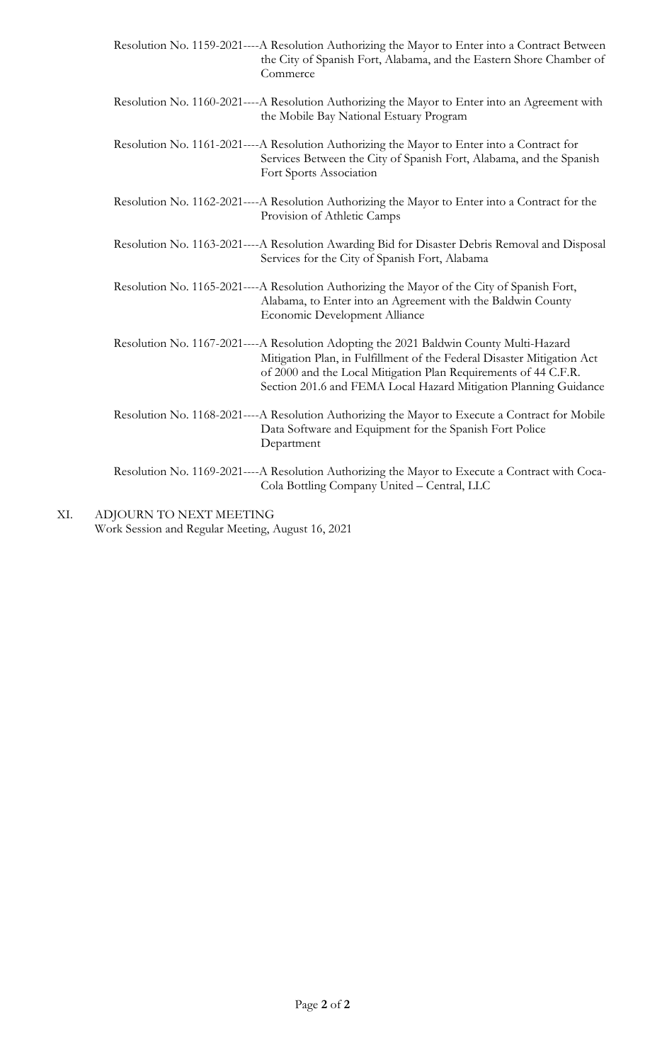Resolution No. 1159-2021----A Resolution Authorizing the Mayor to Enter into a Contract Between the City of Spanish Fort, Alabama, and the Eastern Shore Chamber of Commerce

Resolution No. 1160-2021----A Resolution Authorizing the Mayor to Enter into an Agreement with the Mobile Bay National Estuary Program

Resolution No. 1161-2021----A Resolution Authorizing the Mayor to Enter into a Contract for Services Between the City of Spanish Fort, Alabama, and the Spanish Fort Sports Association

Resolution No. 1162-2021----A Resolution Authorizing the Mayor to Enter into a Contract for the Provision of Athletic Camps

Resolution No. 1163-2021----A Resolution Awarding Bid for Disaster Debris Removal and Disposal Services for the City of Spanish Fort, Alabama

Resolution No. 1165-2021----A Resolution Authorizing the Mayor of the City of Spanish Fort, Alabama, to Enter into an Agreement with the Baldwin County Economic Development Alliance

Resolution No. 1167-2021----A Resolution Adopting the 2021 Baldwin County Multi-Hazard Mitigation Plan, in Fulfillment of the Federal Disaster Mitigation Act of 2000 and the Local Mitigation Plan Requirements of 44 C.F.R. Section 201.6 and FEMA Local Hazard Mitigation Planning Guidance

Resolution No. 1168-2021----A Resolution Authorizing the Mayor to Execute a Contract for Mobile Data Software and Equipment for the Spanish Fort Police Department

Resolution No. 1169-2021----A Resolution Authorizing the Mayor to Execute a Contract with Coca-Cola Bottling Company United – Central, LLC

XI. ADJOURN TO NEXT MEETING
Work Session and Regular Meeting, August 16, 2021